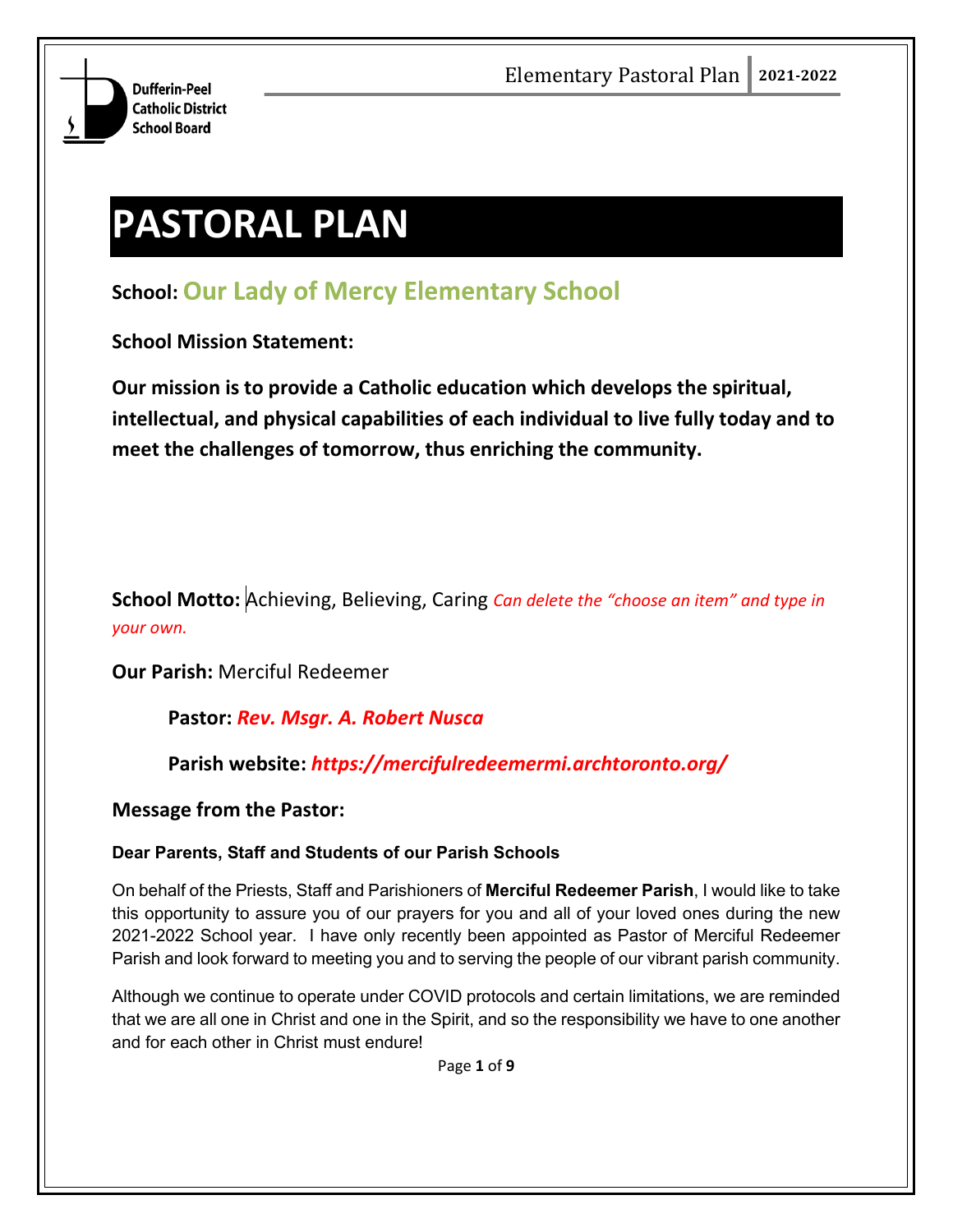Dufferin-Peel Catholic District School Board

# PASTORAL PLAN

**School:** **Our Lady of Mercy Elementary School**

**School Mission Statement:**

**Our mission is to provide a Catholic education which develops the spiritual, intellectual, and physical capabilities of each individual to live fully today and to meet the challenges of tomorrow, thus enriching the community.**

**School Motto:** Achieving, Believing, Caring *Can delete the "choose an item" and type in your own.*

**Our Parish:** Merciful Redeemer

**Pastor:** ***Rev. Msgr. A. Robert Nusca***

**Parish website:** ***https://mercifulredeemermi.archtoronto.org/***

**Message from the Pastor:**

**Dear Parents, Staff and Students of our Parish Schools**

On behalf of the Priests, Staff and Parishioners of **Merciful Redeemer Parish**, I would like to take this opportunity to assure you of our prayers for you and all of your loved ones during the new 2021-2022 School year. I have only recently been appointed as Pastor of Merciful Redeemer Parish and look forward to meeting you and to serving the people of our vibrant parish community.

Although we continue to operate under COVID protocols and certain limitations, we are reminded that we are all one in Christ and one in the Spirit, and so the responsibility we have to one another and for each other in Christ must endure!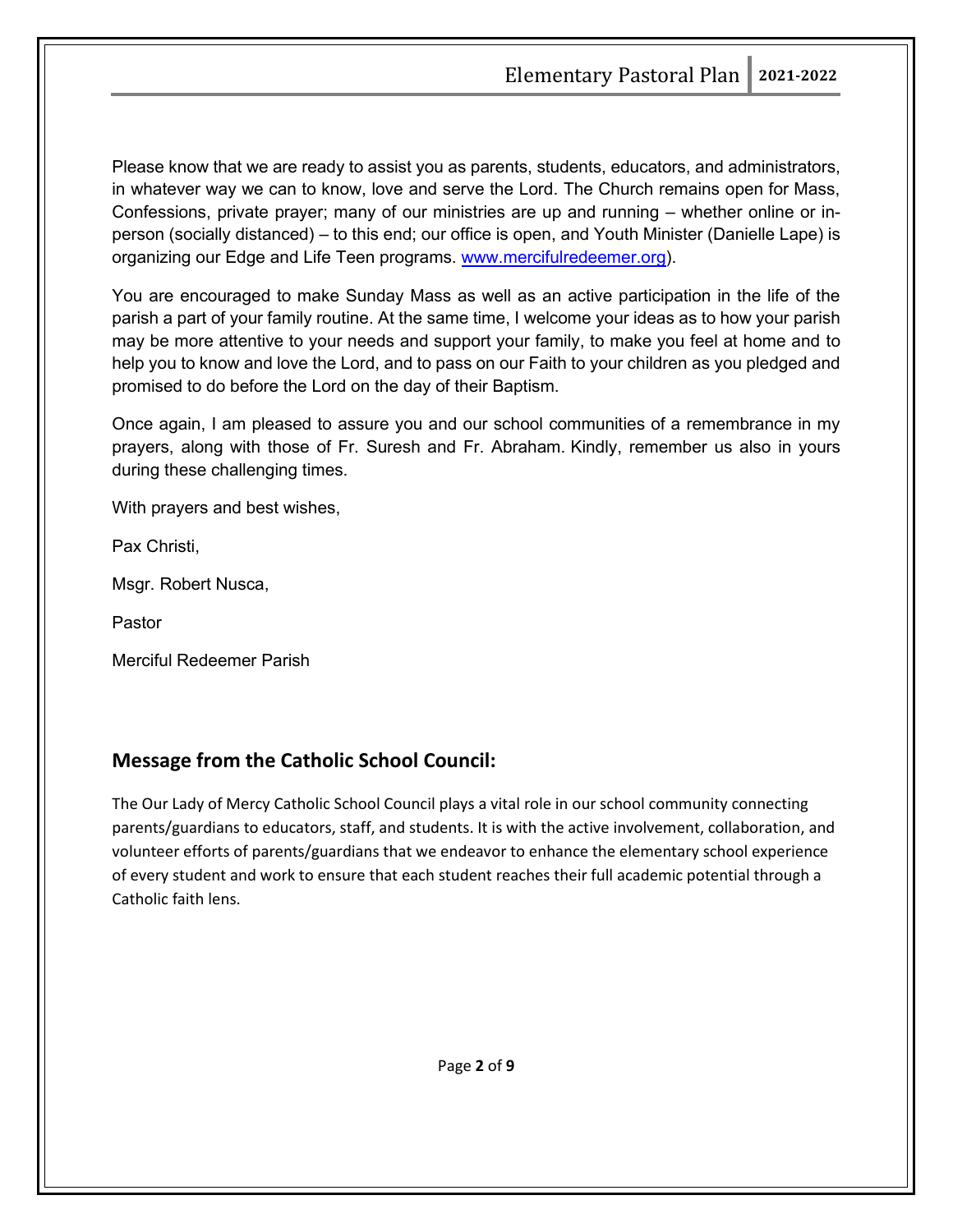Please know that we are ready to assist you as parents, students, educators, and administrators, in whatever way we can to know, love and serve the Lord. The Church remains open for Mass, Confessions, private prayer; many of our ministries are up and running – whether online or in-person (socially distanced) – to this end; our office is open, and Youth Minister (Danielle Lape) is organizing our Edge and Life Teen programs. [www.mercifulredeemer.org](http://www.mercifulredeemer.org)).

You are encouraged to make Sunday Mass as well as an active participation in the life of the parish a part of your family routine. At the same time, I welcome your ideas as to how your parish may be more attentive to your needs and support your family, to make you feel at home and to help you to know and love the Lord, and to pass on our Faith to your children as you pledged and promised to do before the Lord on the day of their Baptism.

Once again, I am pleased to assure you and our school communities of a remembrance in my prayers, along with those of Fr. Suresh and Fr. Abraham. Kindly, remember us also in yours during these challenging times.

With prayers and best wishes,

Pax Christi,

Msgr. Robert Nusca,

Pastor

Merciful Redeemer Parish

## Message from the Catholic School Council:

The Our Lady of Mercy Catholic School Council plays a vital role in our school community connecting parents/guardians to educators, staff, and students. It is with the active involvement, collaboration, and volunteer efforts of parents/guardians that we endeavor to enhance the elementary school experience of every student and work to ensure that each student reaches their full academic potential through a Catholic faith lens.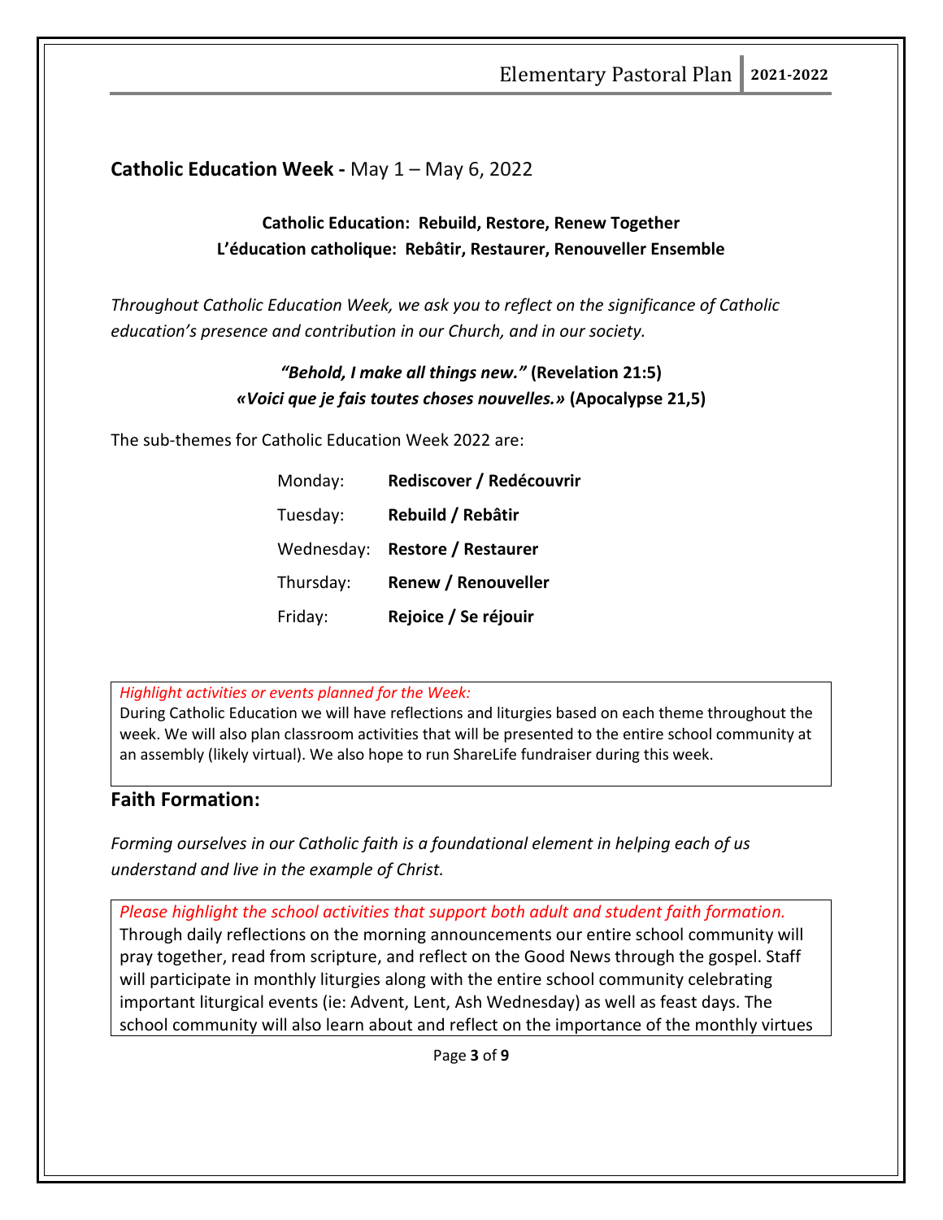## **Catholic Education Week -** May 1 – May 6, 2022

**Catholic Education: Rebuild, Restore, Renew Together**
**L'éducation catholique: Rebâtir, Restaurer, Renouveller Ensemble**

*Throughout Catholic Education Week, we ask you to reflect on the significance of Catholic education's presence and contribution in our Church, and in our society.*

***"Behold, I make all things new."* (Revelation 21:5)**
***«Voici que je fais toutes choses nouvelles.»* (Apocalypse 21,5)**

The sub-themes for Catholic Education Week 2022 are:

| | |
|---|---|
| Monday: | **Rediscover / Redécouvrir** |
| Tuesday: | **Rebuild / Rebâtir** |
| Wednesday: | **Restore / Restaurer** |
| Thursday: | **Renew / Renouveller** |
| Friday: | **Rejoice / Se réjouir** |

*Highlight activities or events planned for the Week:*
During Catholic Education we will have reflections and liturgies based on each theme throughout the week. We will also plan classroom activities that will be presented to the entire school community at an assembly (likely virtual). We also hope to run ShareLife fundraiser during this week.

## **Faith Formation:**

*Forming ourselves in our Catholic faith is a foundational element in helping each of us understand and live in the example of Christ.*

*Please highlight the school activities that support both adult and student faith formation.*
Through daily reflections on the morning announcements our entire school community will pray together, read from scripture, and reflect on the Good News through the gospel. Staff will participate in monthly liturgies along with the entire school community celebrating important liturgical events (ie: Advent, Lent, Ash Wednesday) as well as feast days. The school community will also learn about and reflect on the importance of the monthly virtues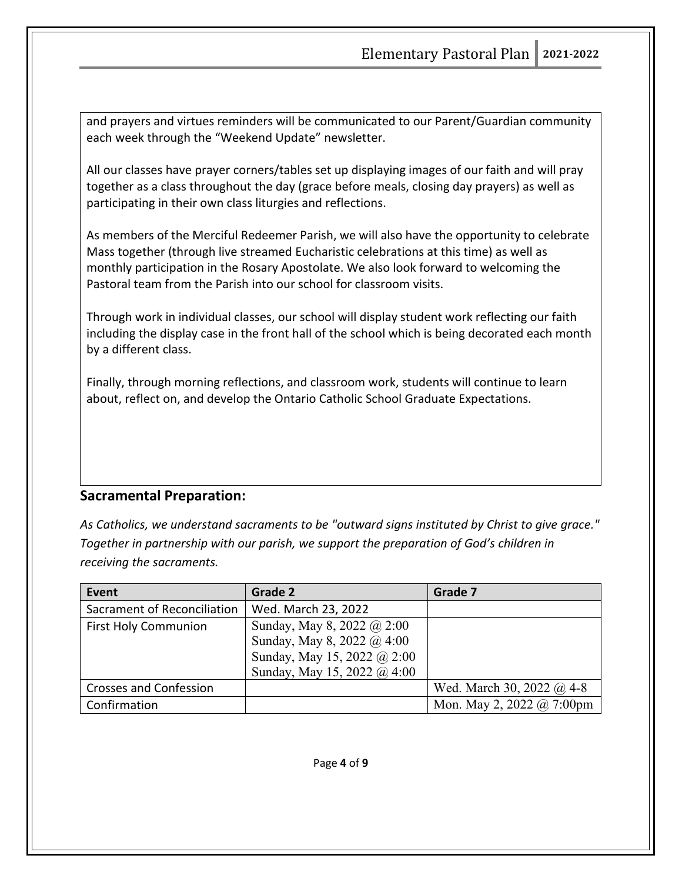and prayers and virtues reminders will be communicated to our Parent/Guardian community each week through the "Weekend Update" newsletter.

All our classes have prayer corners/tables set up displaying images of our faith and will pray together as a class throughout the day (grace before meals, closing day prayers) as well as participating in their own class liturgies and reflections.

As members of the Merciful Redeemer Parish, we will also have the opportunity to celebrate Mass together (through live streamed Eucharistic celebrations at this time) as well as monthly participation in the Rosary Apostolate. We also look forward to welcoming the Pastoral team from the Parish into our school for classroom visits.

Through work in individual classes, our school will display student work reflecting our faith including the display case in the front hall of the school which is being decorated each month by a different class.

Finally, through morning reflections, and classroom work, students will continue to learn about, reflect on, and develop the Ontario Catholic School Graduate Expectations.

## Sacramental Preparation:

*As Catholics, we understand sacraments to be "outward signs instituted by Christ to give grace." Together in partnership with our parish, we support the preparation of God's children in receiving the sacraments.*

| Event | Grade 2 | Grade 7 |
|---|---|---|
| Sacrament of Reconciliation | Wed. March 23, 2022 | |
| First Holy Communion | Sunday, May 8, 2022 @ 2:00<br>Sunday, May 8, 2022 @ 4:00<br>Sunday, May 15, 2022 @ 2:00<br>Sunday, May 15, 2022 @ 4:00 | |
| Crosses and Confession | | Wed. March 30, 2022 @ 4-8 |
| Confirmation | | Mon. May 2, 2022 @ 7:00pm |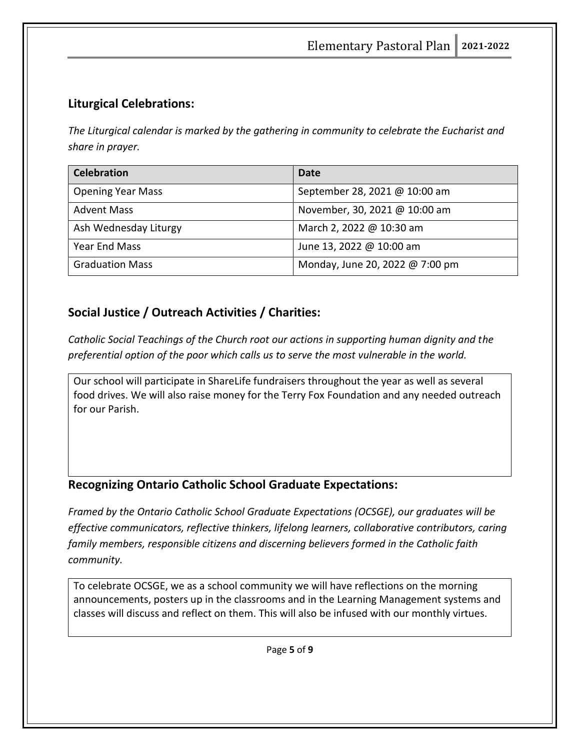## Liturgical Celebrations:

*The Liturgical calendar is marked by the gathering in community to celebrate the Eucharist and share in prayer.*

| Celebration | Date |
|---|---|
| Opening Year Mass | September 28, 2021 @ 10:00 am |
| Advent Mass | November, 30, 2021 @ 10:00 am |
| Ash Wednesday Liturgy | March 2, 2022 @ 10:30 am |
| Year End Mass | June 13, 2022 @ 10:00 am |
| Graduation Mass | Monday, June 20, 2022 @ 7:00 pm |

## Social Justice / Outreach Activities / Charities:

*Catholic Social Teachings of the Church root our actions in supporting human dignity and the preferential option of the poor which calls us to serve the most vulnerable in the world.*

Our school will participate in ShareLife fundraisers throughout the year as well as several food drives. We will also raise money for the Terry Fox Foundation and any needed outreach for our Parish.

## Recognizing Ontario Catholic School Graduate Expectations:

*Framed by the Ontario Catholic School Graduate Expectations (OCSGE), our graduates will be effective communicators, reflective thinkers, lifelong learners, collaborative contributors, caring family members, responsible citizens and discerning believers formed in the Catholic faith community.*

To celebrate OCSGE, we as a school community we will have reflections on the morning announcements, posters up in the classrooms and in the Learning Management systems and classes will discuss and reflect on them. This will also be infused with our monthly virtues.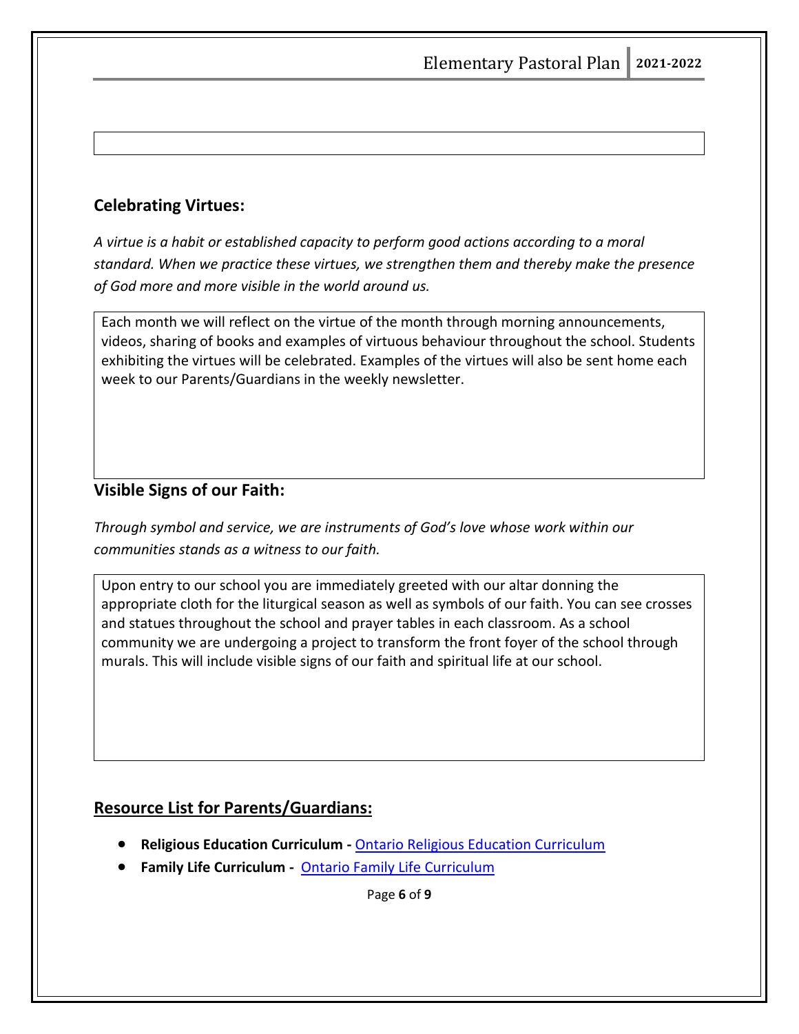## Celebrating Virtues:

*A virtue is a habit or established capacity to perform good actions according to a moral standard. When we practice these virtues, we strengthen them and thereby make the presence of God more and more visible in the world around us.*

Each month we will reflect on the virtue of the month through morning announcements, videos, sharing of books and examples of virtuous behaviour throughout the school. Students exhibiting the virtues will be celebrated. Examples of the virtues will also be sent home each week to our Parents/Guardians in the weekly newsletter.

## Visible Signs of our Faith:

*Through symbol and service, we are instruments of God's love whose work within our communities stands as a witness to our faith.*

Upon entry to our school you are immediately greeted with our altar donning the appropriate cloth for the liturgical season as well as symbols of our faith. You can see crosses and statues throughout the school and prayer tables in each classroom. As a school community we are undergoing a project to transform the front foyer of the school through murals. This will include visible signs of our faith and spiritual life at our school.

## Resource List for Parents/Guardians:

- **Religious Education Curriculum -** Ontario Religious Education Curriculum
- **Family Life Curriculum -** Ontario Family Life Curriculum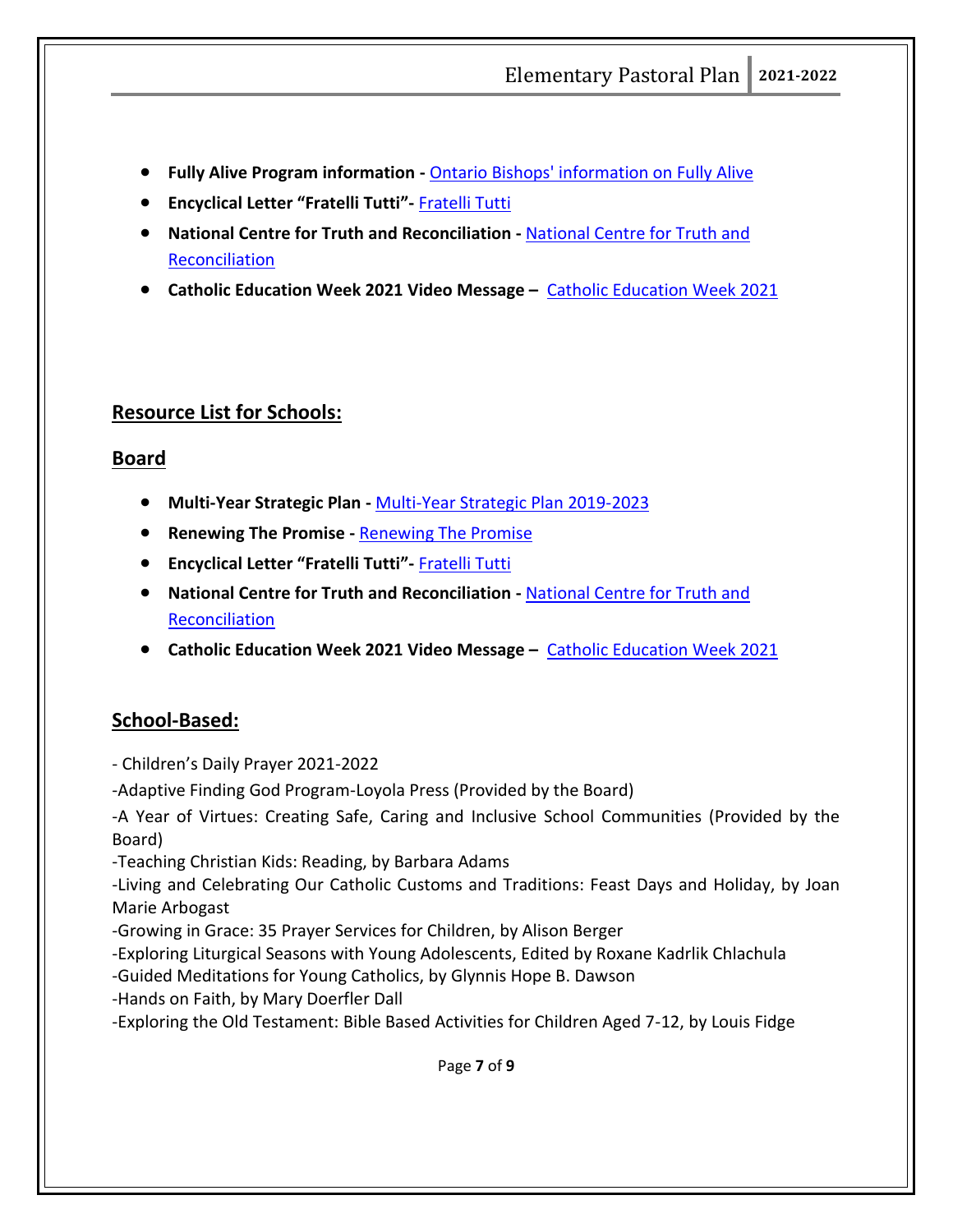- **Fully Alive Program information -** Ontario Bishops' information on Fully Alive
- **Encyclical Letter "Fratelli Tutti"-** Fratelli Tutti
- **National Centre for Truth and Reconciliation -** National Centre for Truth and Reconciliation
- **Catholic Education Week 2021 Video Message –** Catholic Education Week 2021

## Resource List for Schools:

## Board

- **Multi-Year Strategic Plan -** Multi-Year Strategic Plan 2019-2023
- **Renewing The Promise -** Renewing The Promise
- **Encyclical Letter "Fratelli Tutti"-** Fratelli Tutti
- **National Centre for Truth and Reconciliation -** National Centre for Truth and Reconciliation
- **Catholic Education Week 2021 Video Message –** Catholic Education Week 2021

## School-Based:

- Children's Daily Prayer 2021-2022
-Adaptive Finding God Program-Loyola Press (Provided by the Board)
-A Year of Virtues: Creating Safe, Caring and Inclusive School Communities (Provided by the Board)
-Teaching Christian Kids: Reading, by Barbara Adams
-Living and Celebrating Our Catholic Customs and Traditions: Feast Days and Holiday, by Joan Marie Arbogast
-Growing in Grace: 35 Prayer Services for Children, by Alison Berger
-Exploring Liturgical Seasons with Young Adolescents, Edited by Roxane Kadrlik Chlachula
-Guided Meditations for Young Catholics, by Glynnis Hope B. Dawson
-Hands on Faith, by Mary Doerfler Dall
-Exploring the Old Testament: Bible Based Activities for Children Aged 7-12, by Louis Fidge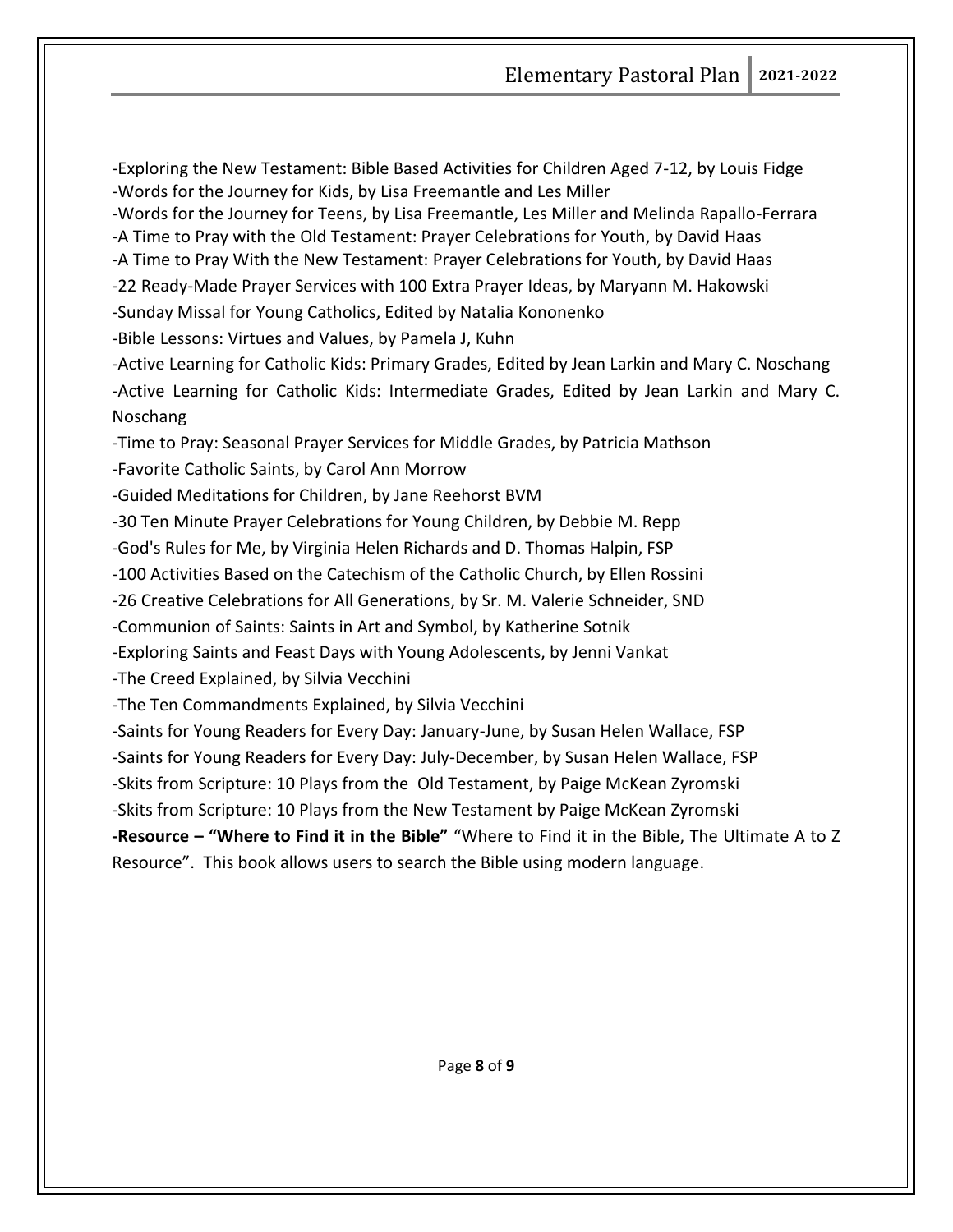-Exploring the New Testament: Bible Based Activities for Children Aged 7-12, by Louis Fidge
-Words for the Journey for Kids, by Lisa Freemantle and Les Miller
-Words for the Journey for Teens, by Lisa Freemantle, Les Miller and Melinda Rapallo-Ferrara
-A Time to Pray with the Old Testament: Prayer Celebrations for Youth, by David Haas
-A Time to Pray With the New Testament: Prayer Celebrations for Youth, by David Haas
-22 Ready-Made Prayer Services with 100 Extra Prayer Ideas, by Maryann M. Hakowski
-Sunday Missal for Young Catholics, Edited by Natalia Kononenko
-Bible Lessons: Virtues and Values, by Pamela J, Kuhn
-Active Learning for Catholic Kids: Primary Grades, Edited by Jean Larkin and Mary C. Noschang
-Active Learning for Catholic Kids: Intermediate Grades, Edited by Jean Larkin and Mary C. Noschang
-Time to Pray: Seasonal Prayer Services for Middle Grades, by Patricia Mathson
-Favorite Catholic Saints, by Carol Ann Morrow
-Guided Meditations for Children, by Jane Reehorst BVM
-30 Ten Minute Prayer Celebrations for Young Children, by Debbie M. Repp
-God's Rules for Me, by Virginia Helen Richards and D. Thomas Halpin, FSP
-100 Activities Based on the Catechism of the Catholic Church, by Ellen Rossini
-26 Creative Celebrations for All Generations, by Sr. M. Valerie Schneider, SND
-Communion of Saints: Saints in Art and Symbol, by Katherine Sotnik
-Exploring Saints and Feast Days with Young Adolescents, by Jenni Vankat
-The Creed Explained, by Silvia Vecchini
-The Ten Commandments Explained, by Silvia Vecchini
-Saints for Young Readers for Every Day: January-June, by Susan Helen Wallace, FSP
-Saints for Young Readers for Every Day: July-December, by Susan Helen Wallace, FSP
-Skits from Scripture: 10 Plays from the Old Testament, by Paige McKean Zyromski
-Skits from Scripture: 10 Plays from the New Testament by Paige McKean Zyromski
**-Resource – "Where to Find it in the Bible"** "Where to Find it in the Bible, The Ultimate A to Z Resource". This book allows users to search the Bible using modern language.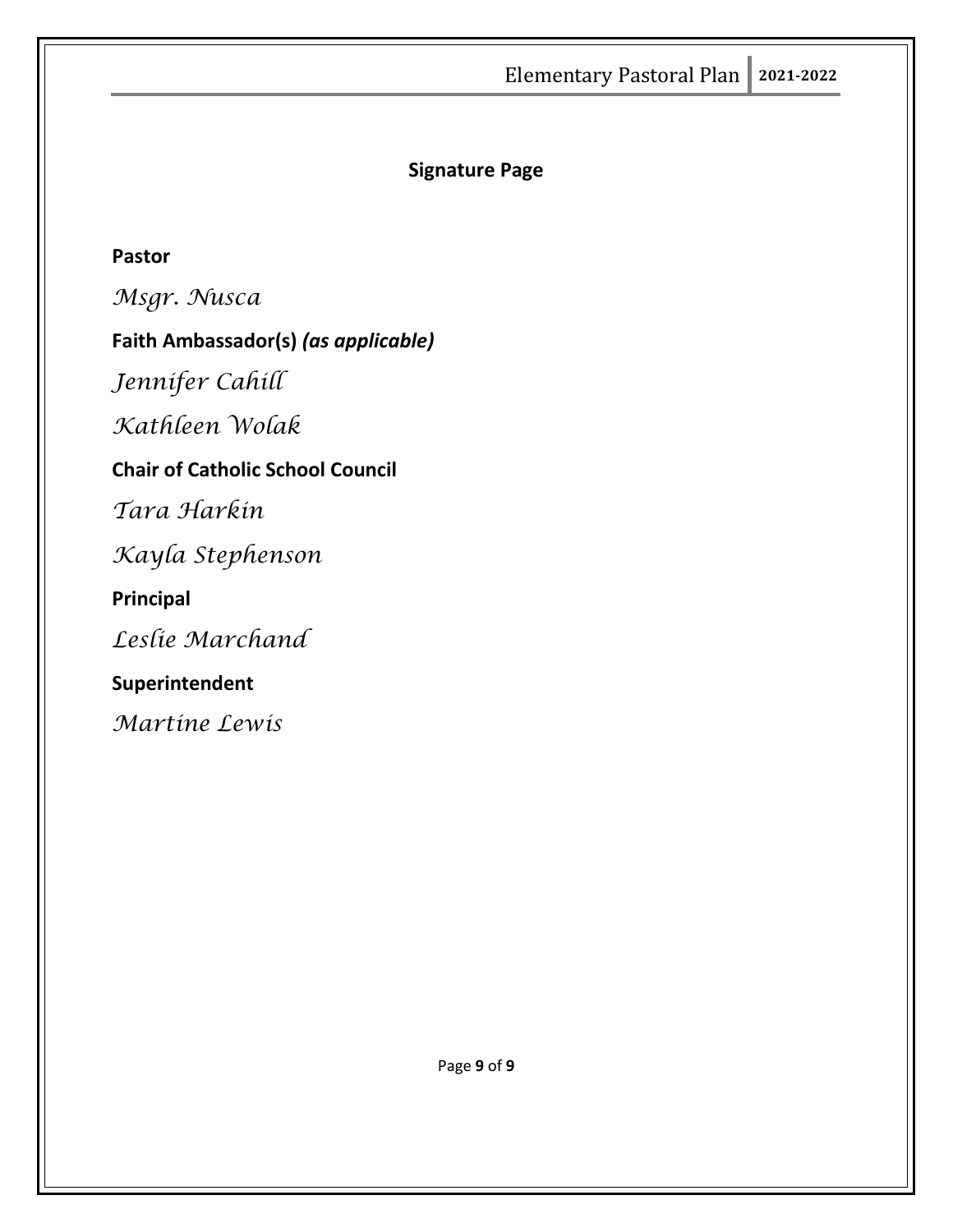## Signature Page

**Pastor**

*Msgr. Nusca*

**Faith Ambassador(s)** ***(as applicable)***

*Jennifer Cahill*

*Kathleen Wolak*

**Chair of Catholic School Council**

*Tara Harkin*

*Kayla Stephenson*

**Principal**

*Leslie Marchand*

**Superintendent**

*Martine Lewis*